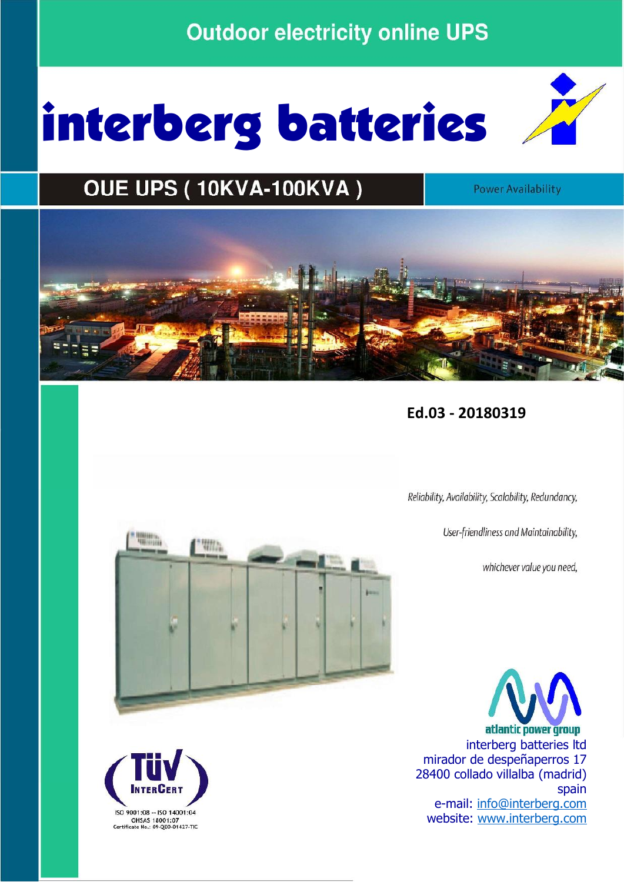# Outdoor electricity online UPS

# interberg batteries

## OUE UPS ( 10KVA-100KVA )

Power Availability

**Ed.03 - 20180319**

*Reliability, Availability, Scalability, Redundancy,*

*User-friendliness and Maintainability,*

*whichever value you need,*

atlantic power group

interberg batteries ltd
mirador de despeñaperros 17
28400 collado villalba (madrid)
spain
e-mail: [info@interberg.com](mailto:info@interberg.com)
website: [www.interberg.com](http://www.interberg.com)

TÜV InterCert
ISO 9001:08 -- ISO 14001:04
OHSAS 18001:07
Certificate No.: 09-QEO-01427-TIC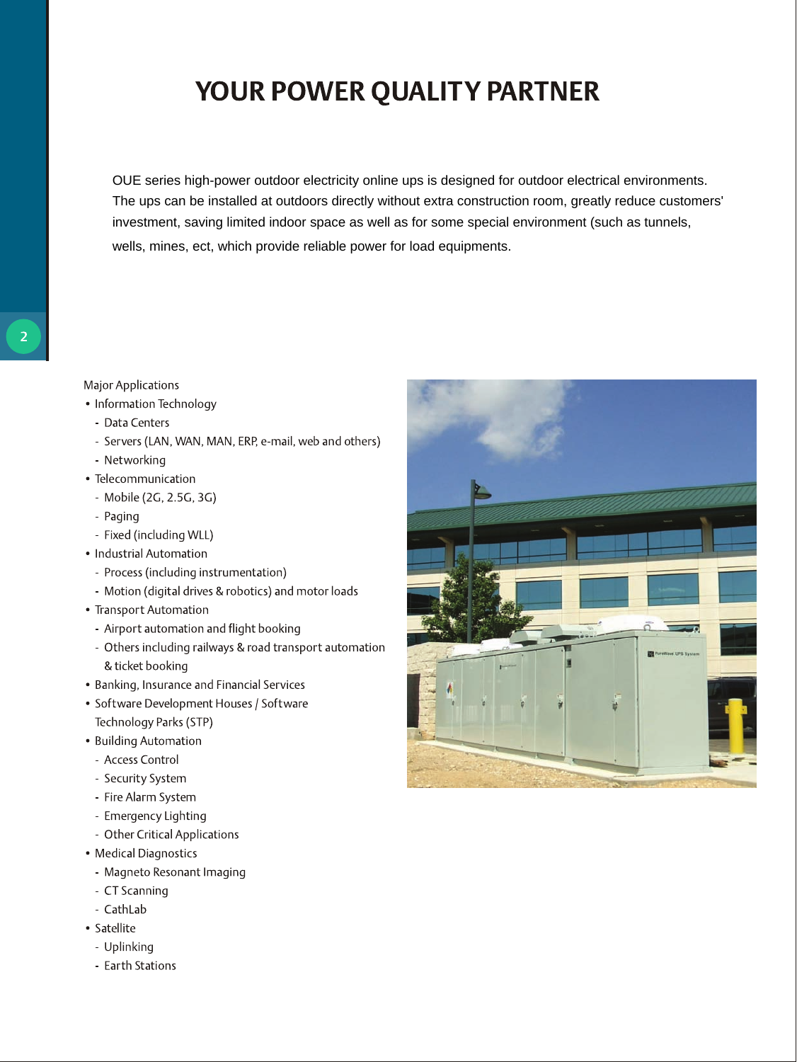# YOUR POWER QUALITY PARTNER

OUE series high-power outdoor electricity online ups is designed for outdoor electrical environments. The ups can be installed at outdoors directly without extra construction room, greatly reduce customers' investment, saving limited indoor space as well as for some special environment (such as tunnels, wells, mines, ect, which provide reliable power for load equipments.

Major Applications

- Information Technology
  - Data Centers
  - Servers (LAN, WAN, MAN, ERP, e-mail, web and others)
  - Networking
- Telecommunication
  - Mobile (2G, 2.5G, 3G)
  - Paging
  - Fixed (including WLL)
- Industrial Automation
  - Process (including instrumentation)
  - Motion (digital drives & robotics) and motor loads
- Transport Automation
  - Airport automation and flight booking
  - Others including railways & road transport automation & ticket booking
- Banking, Insurance and Financial Services
- Software Development Houses / Software Technology Parks (STP)
- Building Automation
  - Access Control
  - Security System
  - Fire Alarm System
  - Emergency Lighting
  - Other Critical Applications
- Medical Diagnostics
  - Magneto Resonant Imaging
  - CT Scanning
  - CathLab
- Satellite
  - Uplinking
  - Earth Stations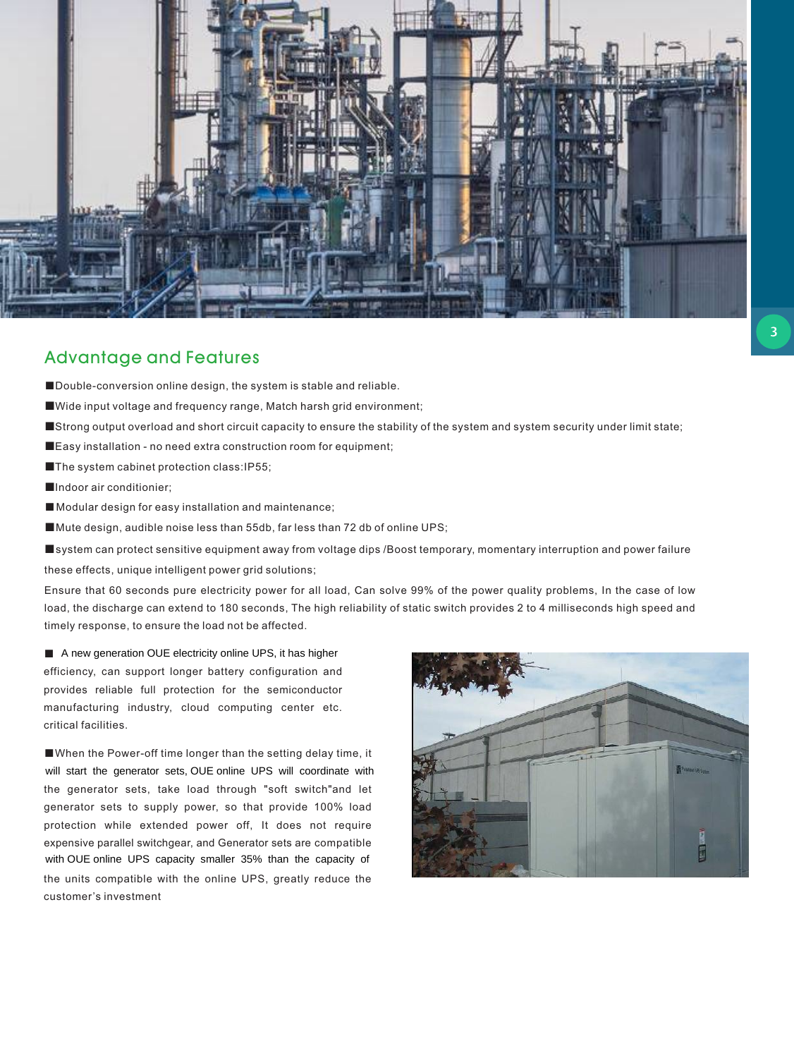## Advantage and Features

- Double-conversion online design, the system is stable and reliable.
- Wide input voltage and frequency range, Match harsh grid environment;
- Strong output overload and short circuit capacity to ensure the stability of the system and system security under limit state;
- Easy installation - no need extra construction room for equipment;
- The system cabinet protection class:IP55;
- Indoor air conditionier;
- Modular design for easy installation and maintenance;
- Mute design, audible noise less than 55db, far less than 72 db of online UPS;
- system can protect sensitive equipment away from voltage dips /Boost temporary, momentary interruption and power failure these effects, unique intelligent power grid solutions;

Ensure that 60 seconds pure electricity power for all load, Can solve 99% of the power quality problems, In the case of low load, the discharge can extend to 180 seconds, The high reliability of static switch provides 2 to 4 milliseconds high speed and timely response, to ensure the load not be affected.

- A new generation OUE electricity online UPS, it has higher efficiency, can support longer battery configuration and provides reliable full protection for the semiconductor manufacturing industry, cloud computing center etc. critical facilities.

- When the Power-off time longer than the setting delay time, it will start the generator sets, OUE online UPS will coordinate with the generator sets, take load through "soft switch"and let generator sets to supply power, so that provide 100% load protection while extended power off, It does not require expensive parallel switchgear, and Generator sets are compatible with OUE online UPS capacity smaller 35% than the capacity of the units compatible with the online UPS, greatly reduce the customer's investment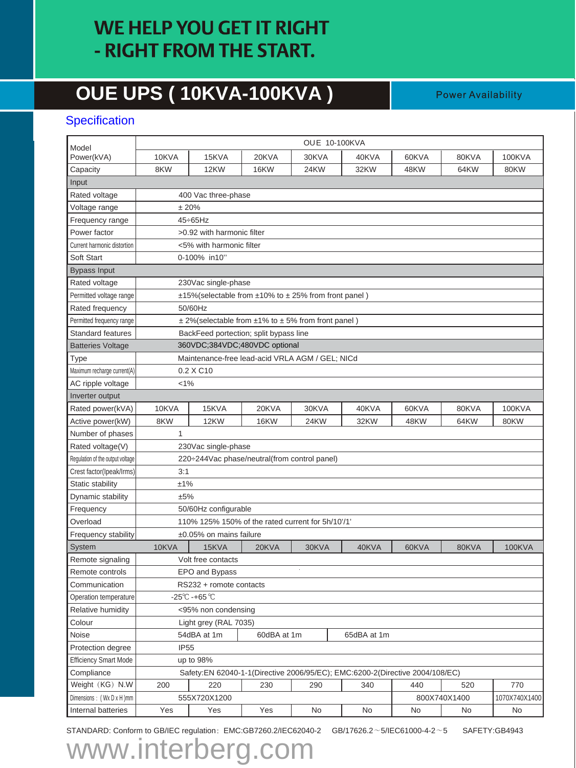# WE HELP YOU GET IT RIGHT - RIGHT FROM THE START.

## OUE UPS ( 10KVA-100KVA )

Power Availability

### Specification

| Model | OUE 10-100KVA | | | | | | | |
|---|---|---|---|---|---|---|---|---|
| Power(kVA) | 10KVA | 15KVA | 20KVA | 30KVA | 40KVA | 60KVA | 80KVA | 100KVA |
| Capacity | 8KW | 12KW | 16KW | 24KW | 32KW | 48KW | 64KW | 80KW |
| **Input** | | | | | | | | |
| Rated voltage | 400 Vac three-phase | | | | | | | |
| Voltage range | ± 20% | | | | | | | |
| Frequency range | 45÷65Hz | | | | | | | |
| Power factor | >0.92 with harmonic filter | | | | | | | |
| Current harmonic distortion | <5% with harmonic filter | | | | | | | |
| Soft Start | 0-100% in10'' | | | | | | | |
| **Bypass Input** | | | | | | | | |
| Rated voltage | 230Vac single-phase | | | | | | | |
| Permitted voltage range | ±15%(selectable from ±10% to ± 25% from front panel ) | | | | | | | |
| Rated frequency | 50/60Hz | | | | | | | |
| Permitted frequency range | ± 2%(selectable from ±1% to ± 5% from front panel ) | | | | | | | |
| Standard features | BackFeed portection; split bypass line | | | | | | | |
| **Batteries Voltage** | 360VDC;384VDC;480VDC optional | | | | | | | |
| Type | Maintenance-free lead-acid VRLA AGM / GEL; NICd | | | | | | | |
| Maximum recharge current(A) | 0.2 X C10 | | | | | | | |
| AC ripple voltage | <1% | | | | | | | |
| **Inverter output** | | | | | | | | |
| Rated power(kVA) | 10KVA | 15KVA | 20KVA | 30KVA | 40KVA | 60KVA | 80KVA | 100KVA |
| Active power(kW) | 8KW | 12KW | 16KW | 24KW | 32KW | 48KW | 64KW | 80KW |
| Number of phases | 1 | | | | | | | |
| Rated voltage(V) | 230Vac single-phase | | | | | | | |
| Regulation of the output voltage | 220÷244Vac phase/neutral(from control panel) | | | | | | | |
| Crest factor(Ipeak/Irms) | 3:1 | | | | | | | |
| Static stability | ±1% | | | | | | | |
| Dynamic stability | ±5% | | | | | | | |
| Frequency | 50/60Hz configurable | | | | | | | |
| Overload | 110% 125% 150% of the rated current for 5h/10'/1' | | | | | | | |
| Frequency stability | ±0.05% on mains failure | | | | | | | |
| **System** | 10KVA | 15KVA | 20KVA | 30KVA | 40KVA | 60KVA | 80KVA | 100KVA |
| Remote signaling | Volt free contacts | | | | | | | |
| Remote controls | EPO and Bypass | | | | | | | |
| Communication | RS232 + romote contacts | | | | | | | |
| Operation temperature | -25℃ -+65℃ | | | | | | | |
| Relative humidity | <95% non condensing | | | | | | | |
| Colour | Light grey (RAL 7035) | | | | | | | |
| Noise | 54dBA at 1m | | 60dBA at 1m | | 65dBA at 1m | | | |
| Protection degree | IP55 | | | | | | | |
| Efficiency Smart Mode | up to 98% | | | | | | | |
| Compliance | Safety:EN 62040-1-1(Directive 2006/95/EC); EMC:6200-2(Directive 2004/108/EC) | | | | | | | |
| Weight（KG）N.W | 200 | 220 | 230 | 290 | 340 | 440 | 520 | 770 |
| Dimensions：(W x D x H )mm | 555X720X1200 | | | | | 800X740X1400 | | 1070X740X1400 |
| Internal batteries | Yes | Yes | Yes | No | No | No | No | No |

STANDARD: Conform to GB/IEC regulation：EMC:GB7260.2/IEC62040-2 GB/17626.2～5/IEC61000-4-2～5 SAFETY:GB4943

www.interberg.com